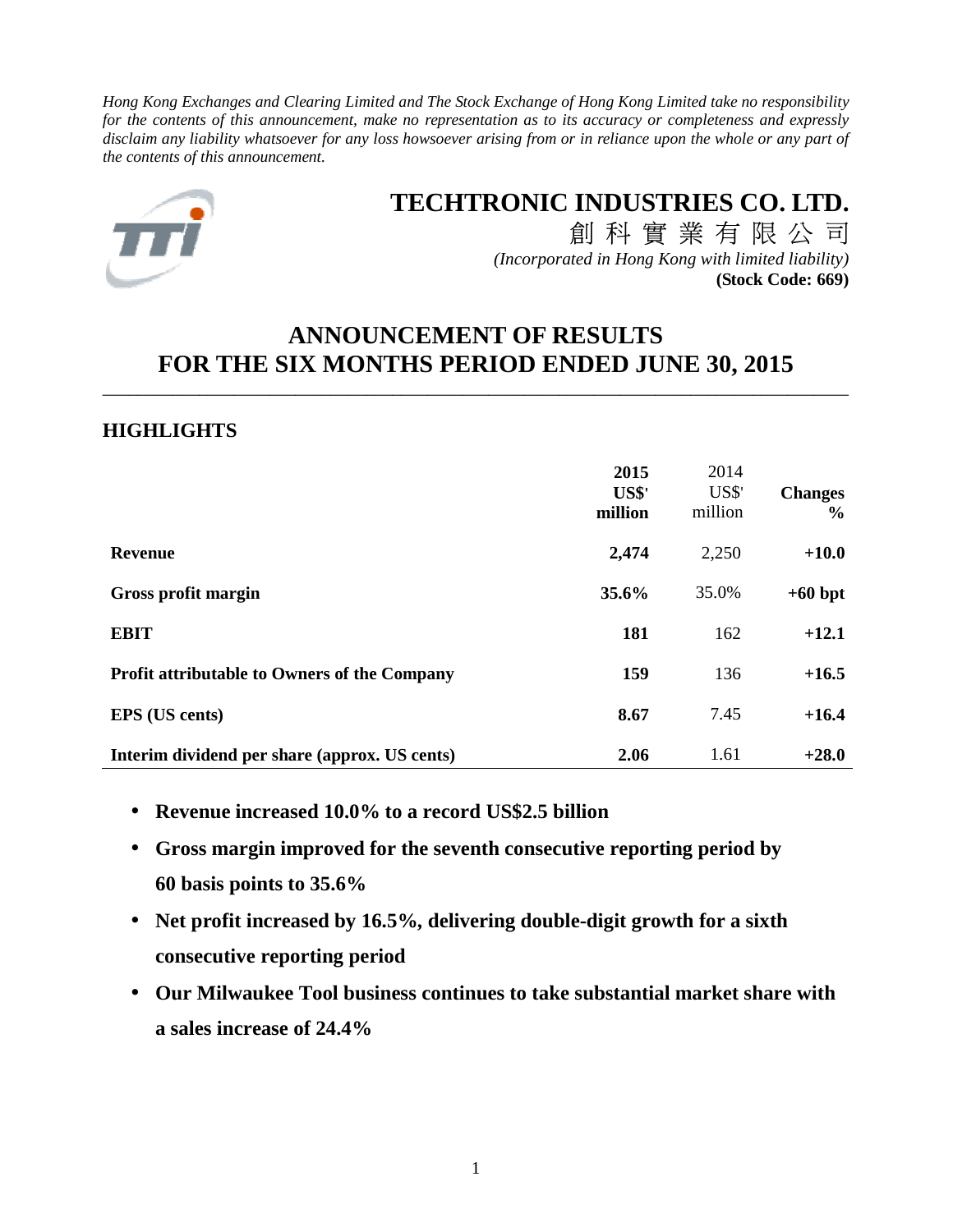*Hong Kong Exchanges and Clearing Limited and The Stock Exchange of Hong Kong Limited take no responsibility for the contents of this announcement, make no representation as to its accuracy or completeness and expressly disclaim any liability whatsoever for any loss howsoever arising from or in reliance upon the whole or any part of the contents of this announcement.*

# TECHTRONIC INDUSTRIES CO. LTD.

創 科 實 業 有 限 公 司

*(Incorporated in Hong Kong with limited liability)*

**(Stock Code: 669)**

# ANNOUNCEMENT OF RESULTS FOR THE SIX MONTHS PERIOD ENDED JUNE 30, 2015

## HIGHLIGHTS

| | **2015 US$' million** | 2014 US$' million | **Changes %** |
|---|---|---|---|
| **Revenue** | **2,474** | 2,250 | **+10.0** |
| **Gross profit margin** | **35.6%** | 35.0% | **+60 bpt** |
| **EBIT** | **181** | 162 | **+12.1** |
| **Profit attributable to Owners of the Company** | **159** | 136 | **+16.5** |
| **EPS (US cents)** | **8.67** | 7.45 | **+16.4** |
| **Interim dividend per share (approx. US cents)** | **2.06** | 1.61 | **+28.0** |

- **Revenue increased 10.0% to a record US$2.5 billion**
- **Gross margin improved for the seventh consecutive reporting period by 60 basis points to 35.6%**
- **Net profit increased by 16.5%, delivering double-digit growth for a sixth consecutive reporting period**
- **Our Milwaukee Tool business continues to take substantial market share with a sales increase of 24.4%**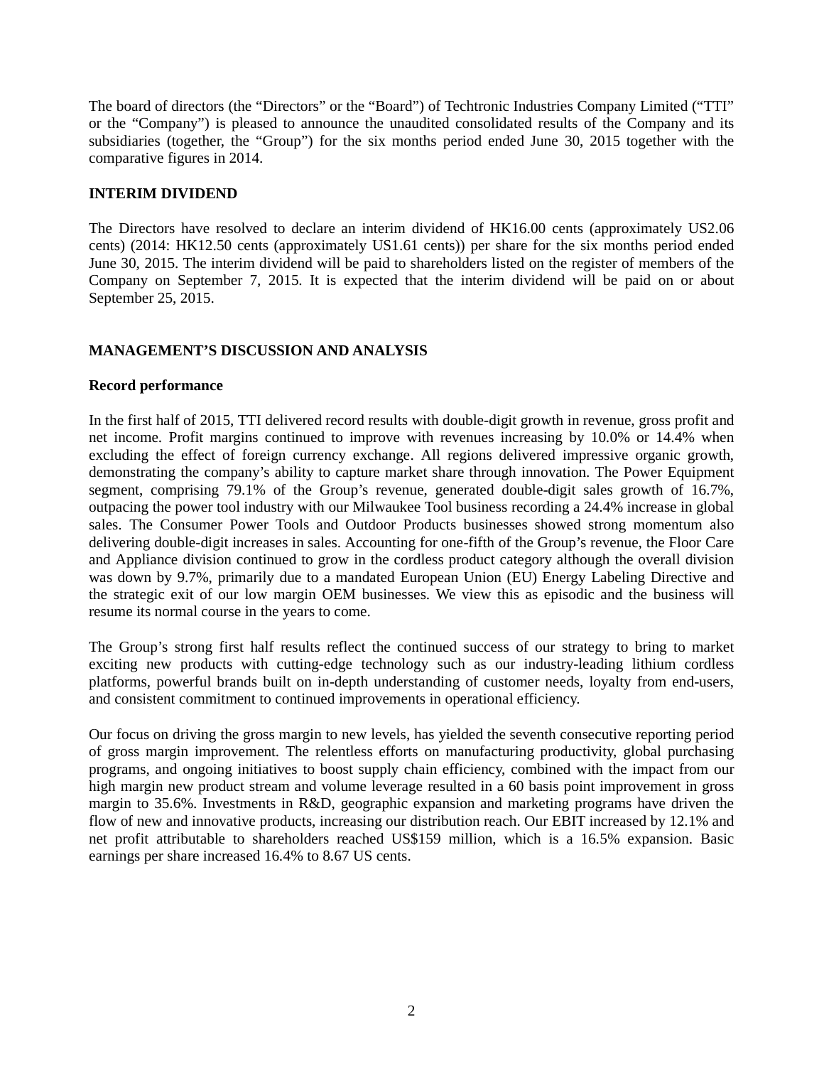The board of directors (the "Directors" or the "Board") of Techtronic Industries Company Limited ("TTI" or the "Company") is pleased to announce the unaudited consolidated results of the Company and its subsidiaries (together, the "Group") for the six months period ended June 30, 2015 together with the comparative figures in 2014.

## INTERIM DIVIDEND

The Directors have resolved to declare an interim dividend of HK16.00 cents (approximately US2.06 cents) (2014: HK12.50 cents (approximately US1.61 cents)) per share for the six months period ended June 30, 2015. The interim dividend will be paid to shareholders listed on the register of members of the Company on September 7, 2015. It is expected that the interim dividend will be paid on or about September 25, 2015.

## MANAGEMENT'S DISCUSSION AND ANALYSIS

### Record performance

In the first half of 2015, TTI delivered record results with double-digit growth in revenue, gross profit and net income. Profit margins continued to improve with revenues increasing by 10.0% or 14.4% when excluding the effect of foreign currency exchange. All regions delivered impressive organic growth, demonstrating the company's ability to capture market share through innovation. The Power Equipment segment, comprising 79.1% of the Group's revenue, generated double-digit sales growth of 16.7%, outpacing the power tool industry with our Milwaukee Tool business recording a 24.4% increase in global sales. The Consumer Power Tools and Outdoor Products businesses showed strong momentum also delivering double-digit increases in sales. Accounting for one-fifth of the Group's revenue, the Floor Care and Appliance division continued to grow in the cordless product category although the overall division was down by 9.7%, primarily due to a mandated European Union (EU) Energy Labeling Directive and the strategic exit of our low margin OEM businesses. We view this as episodic and the business will resume its normal course in the years to come.

The Group's strong first half results reflect the continued success of our strategy to bring to market exciting new products with cutting-edge technology such as our industry-leading lithium cordless platforms, powerful brands built on in-depth understanding of customer needs, loyalty from end-users, and consistent commitment to continued improvements in operational efficiency.

Our focus on driving the gross margin to new levels, has yielded the seventh consecutive reporting period of gross margin improvement. The relentless efforts on manufacturing productivity, global purchasing programs, and ongoing initiatives to boost supply chain efficiency, combined with the impact from our high margin new product stream and volume leverage resulted in a 60 basis point improvement in gross margin to 35.6%. Investments in R&D, geographic expansion and marketing programs have driven the flow of new and innovative products, increasing our distribution reach. Our EBIT increased by 12.1% and net profit attributable to shareholders reached US$159 million, which is a 16.5% expansion. Basic earnings per share increased 16.4% to 8.67 US cents.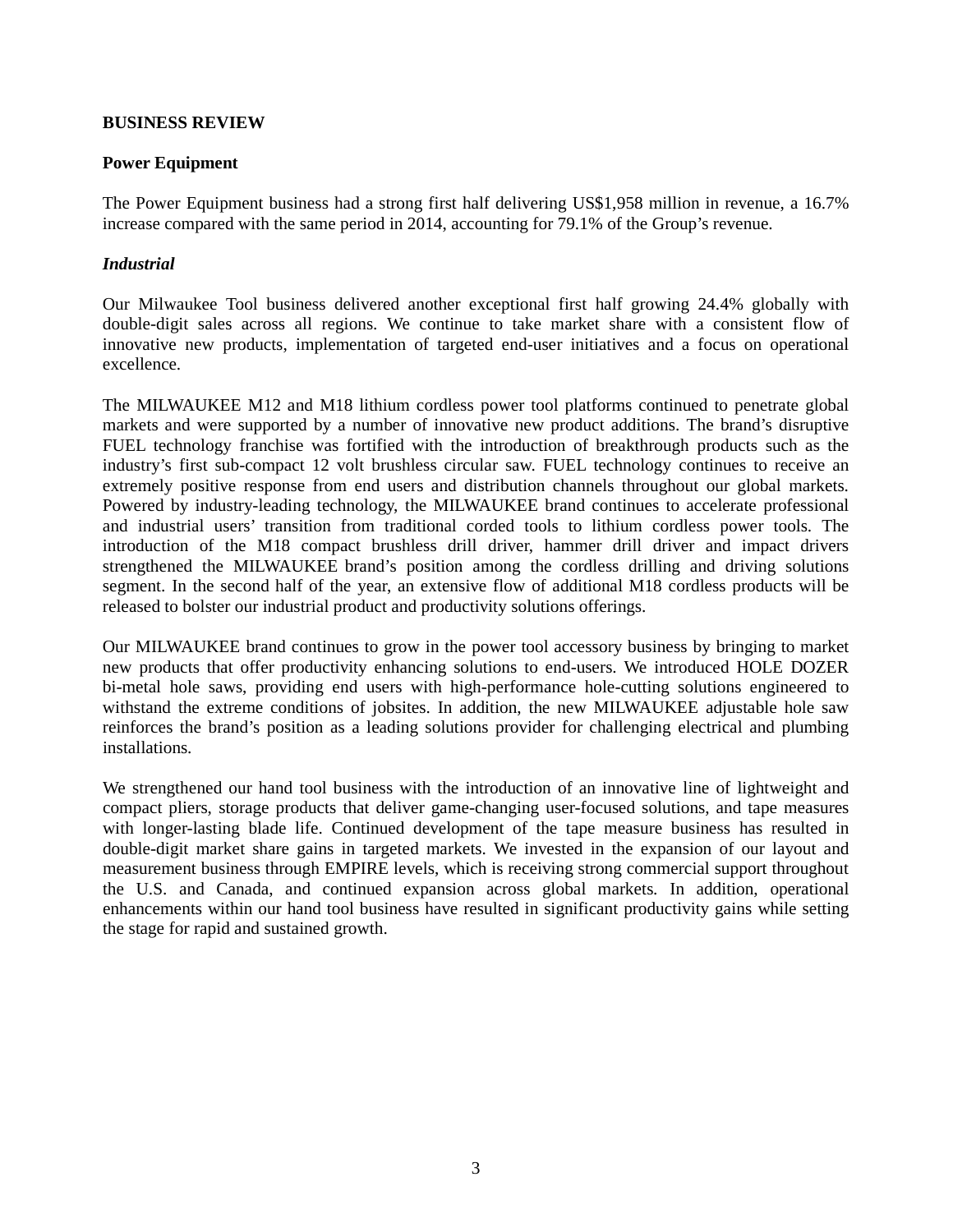**BUSINESS REVIEW**

**Power Equipment**

The Power Equipment business had a strong first half delivering US$1,958 million in revenue, a 16.7% increase compared with the same period in 2014, accounting for 79.1% of the Group's revenue.

***Industrial***

Our Milwaukee Tool business delivered another exceptional first half growing 24.4% globally with double-digit sales across all regions. We continue to take market share with a consistent flow of innovative new products, implementation of targeted end-user initiatives and a focus on operational excellence.

The MILWAUKEE M12 and M18 lithium cordless power tool platforms continued to penetrate global markets and were supported by a number of innovative new product additions. The brand's disruptive FUEL technology franchise was fortified with the introduction of breakthrough products such as the industry's first sub-compact 12 volt brushless circular saw. FUEL technology continues to receive an extremely positive response from end users and distribution channels throughout our global markets. Powered by industry-leading technology, the MILWAUKEE brand continues to accelerate professional and industrial users' transition from traditional corded tools to lithium cordless power tools. The introduction of the M18 compact brushless drill driver, hammer drill driver and impact drivers strengthened the MILWAUKEE brand's position among the cordless drilling and driving solutions segment. In the second half of the year, an extensive flow of additional M18 cordless products will be released to bolster our industrial product and productivity solutions offerings.

Our MILWAUKEE brand continues to grow in the power tool accessory business by bringing to market new products that offer productivity enhancing solutions to end-users. We introduced HOLE DOZER bi-metal hole saws, providing end users with high-performance hole-cutting solutions engineered to withstand the extreme conditions of jobsites. In addition, the new MILWAUKEE adjustable hole saw reinforces the brand's position as a leading solutions provider for challenging electrical and plumbing installations.

We strengthened our hand tool business with the introduction of an innovative line of lightweight and compact pliers, storage products that deliver game-changing user-focused solutions, and tape measures with longer-lasting blade life. Continued development of the tape measure business has resulted in double-digit market share gains in targeted markets. We invested in the expansion of our layout and measurement business through EMPIRE levels, which is receiving strong commercial support throughout the U.S. and Canada, and continued expansion across global markets. In addition, operational enhancements within our hand tool business have resulted in significant productivity gains while setting the stage for rapid and sustained growth.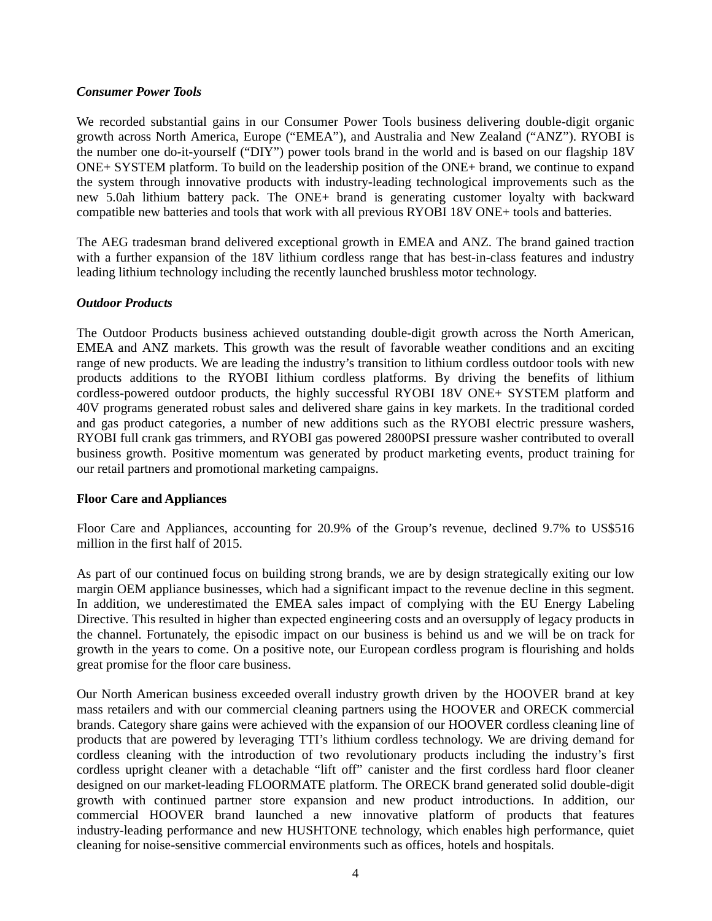### *Consumer Power Tools*

We recorded substantial gains in our Consumer Power Tools business delivering double-digit organic growth across North America, Europe ("EMEA"), and Australia and New Zealand ("ANZ"). RYOBI is the number one do-it-yourself ("DIY") power tools brand in the world and is based on our flagship 18V ONE+ SYSTEM platform. To build on the leadership position of the ONE+ brand, we continue to expand the system through innovative products with industry-leading technological improvements such as the new 5.0ah lithium battery pack. The ONE+ brand is generating customer loyalty with backward compatible new batteries and tools that work with all previous RYOBI 18V ONE+ tools and batteries.

The AEG tradesman brand delivered exceptional growth in EMEA and ANZ. The brand gained traction with a further expansion of the 18V lithium cordless range that has best-in-class features and industry leading lithium technology including the recently launched brushless motor technology.

### *Outdoor Products*

The Outdoor Products business achieved outstanding double-digit growth across the North American, EMEA and ANZ markets. This growth was the result of favorable weather conditions and an exciting range of new products. We are leading the industry's transition to lithium cordless outdoor tools with new products additions to the RYOBI lithium cordless platforms. By driving the benefits of lithium cordless-powered outdoor products, the highly successful RYOBI 18V ONE+ SYSTEM platform and 40V programs generated robust sales and delivered share gains in key markets. In the traditional corded and gas product categories, a number of new additions such as the RYOBI electric pressure washers, RYOBI full crank gas trimmers, and RYOBI gas powered 2800PSI pressure washer contributed to overall business growth. Positive momentum was generated by product marketing events, product training for our retail partners and promotional marketing campaigns.

## **Floor Care and Appliances**

Floor Care and Appliances, accounting for 20.9% of the Group's revenue, declined 9.7% to US$516 million in the first half of 2015.

As part of our continued focus on building strong brands, we are by design strategically exiting our low margin OEM appliance businesses, which had a significant impact to the revenue decline in this segment. In addition, we underestimated the EMEA sales impact of complying with the EU Energy Labeling Directive. This resulted in higher than expected engineering costs and an oversupply of legacy products in the channel. Fortunately, the episodic impact on our business is behind us and we will be on track for growth in the years to come. On a positive note, our European cordless program is flourishing and holds great promise for the floor care business.

Our North American business exceeded overall industry growth driven by the HOOVER brand at key mass retailers and with our commercial cleaning partners using the HOOVER and ORECK commercial brands. Category share gains were achieved with the expansion of our HOOVER cordless cleaning line of products that are powered by leveraging TTI's lithium cordless technology. We are driving demand for cordless cleaning with the introduction of two revolutionary products including the industry's first cordless upright cleaner with a detachable "lift off" canister and the first cordless hard floor cleaner designed on our market-leading FLOORMATE platform. The ORECK brand generated solid double-digit growth with continued partner store expansion and new product introductions. In addition, our commercial HOOVER brand launched a new innovative platform of products that features industry-leading performance and new HUSHTONE technology, which enables high performance, quiet cleaning for noise-sensitive commercial environments such as offices, hotels and hospitals.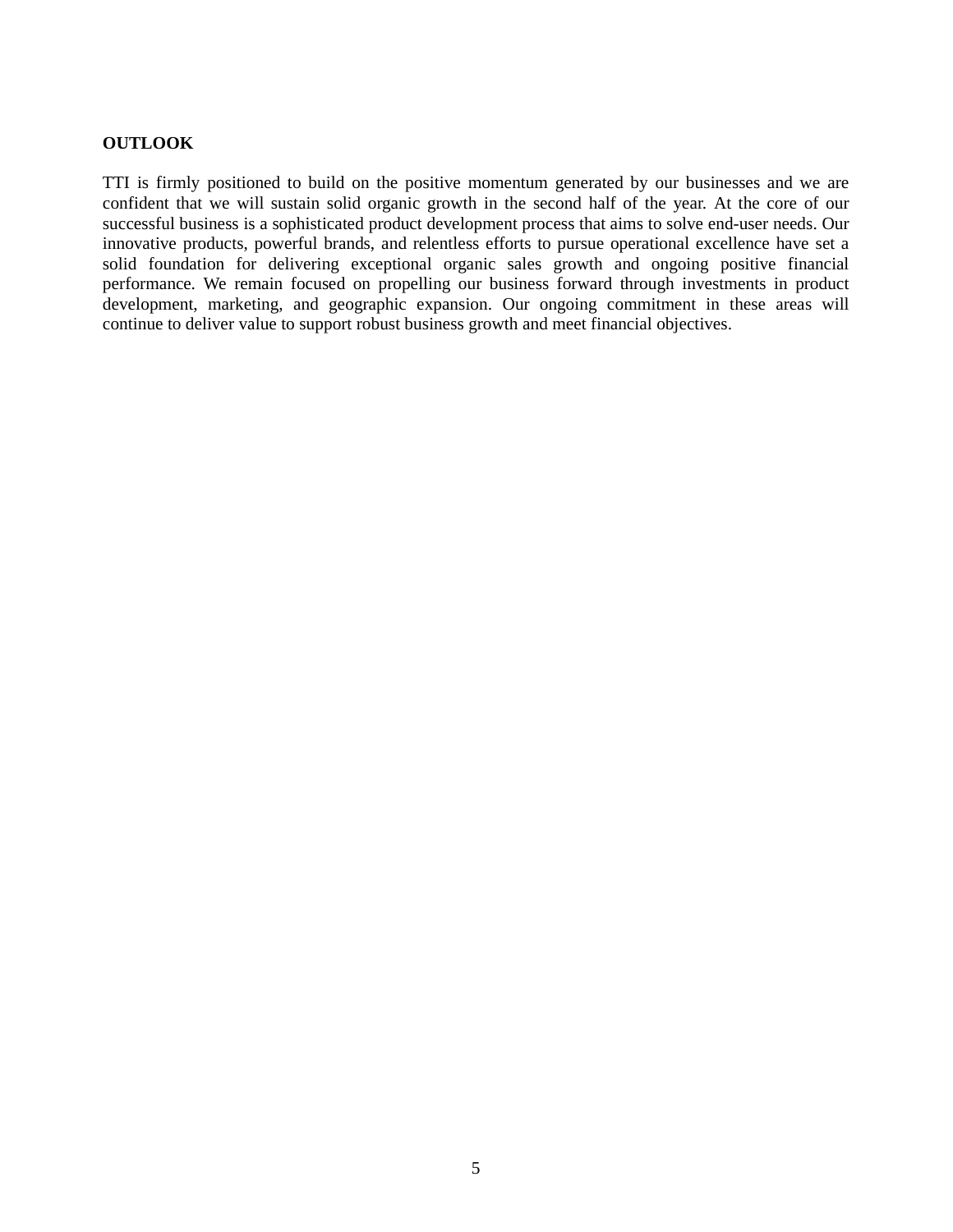**OUTLOOK**

TTI is firmly positioned to build on the positive momentum generated by our businesses and we are confident that we will sustain solid organic growth in the second half of the year. At the core of our successful business is a sophisticated product development process that aims to solve end-user needs. Our innovative products, powerful brands, and relentless efforts to pursue operational excellence have set a solid foundation for delivering exceptional organic sales growth and ongoing positive financial performance. We remain focused on propelling our business forward through investments in product development, marketing, and geographic expansion. Our ongoing commitment in these areas will continue to deliver value to support robust business growth and meet financial objectives.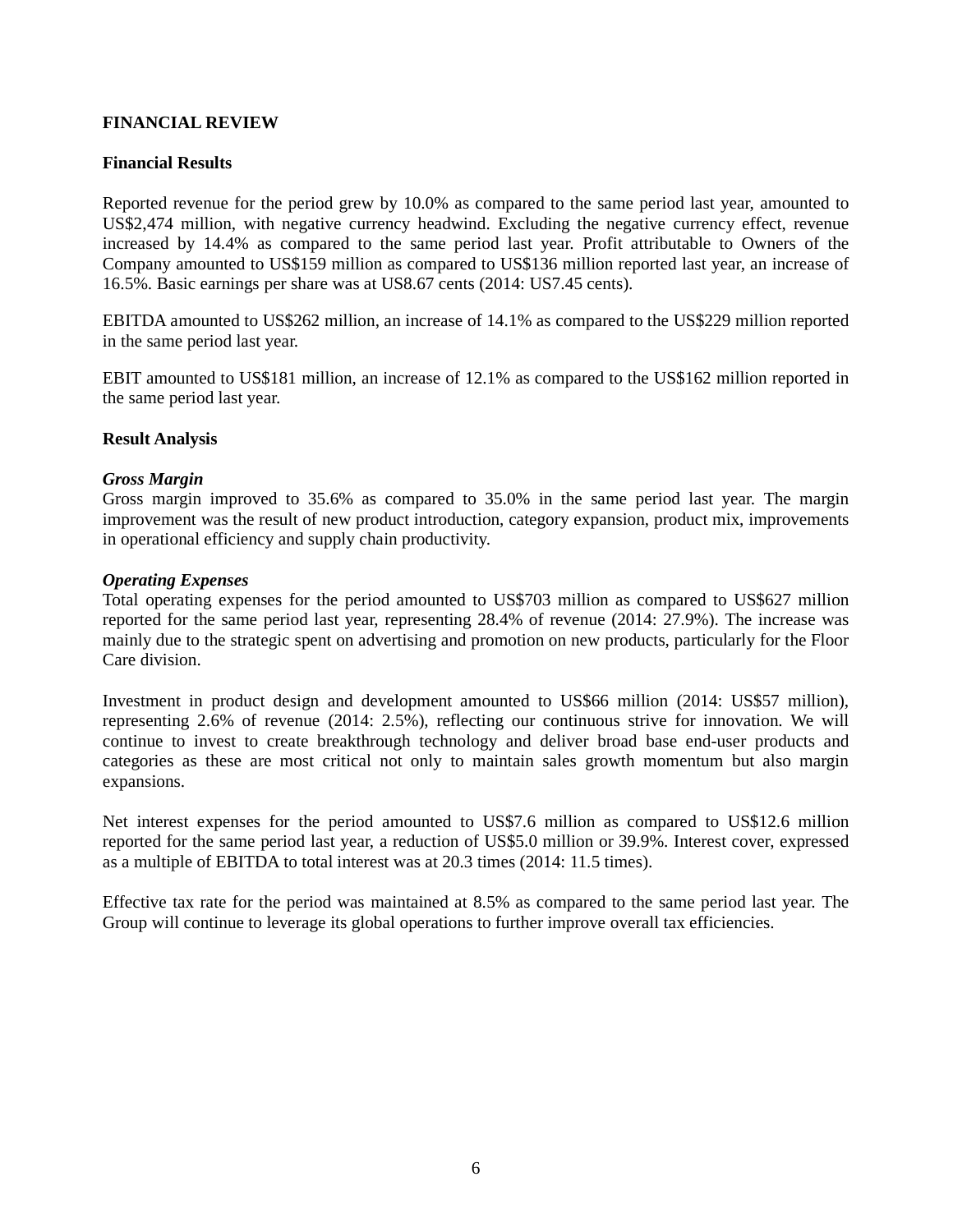# FINANCIAL REVIEW

## Financial Results

Reported revenue for the period grew by 10.0% as compared to the same period last year, amounted to US$2,474 million, with negative currency headwind. Excluding the negative currency effect, revenue increased by 14.4% as compared to the same period last year. Profit attributable to Owners of the Company amounted to US$159 million as compared to US$136 million reported last year, an increase of 16.5%. Basic earnings per share was at US8.67 cents (2014: US7.45 cents).

EBITDA amounted to US$262 million, an increase of 14.1% as compared to the US$229 million reported in the same period last year.

EBIT amounted to US$181 million, an increase of 12.1% as compared to the US$162 million reported in the same period last year.

## Result Analysis

***Gross Margin***

Gross margin improved to 35.6% as compared to 35.0% in the same period last year. The margin improvement was the result of new product introduction, category expansion, product mix, improvements in operational efficiency and supply chain productivity.

***Operating Expenses***

Total operating expenses for the period amounted to US$703 million as compared to US$627 million reported for the same period last year, representing 28.4% of revenue (2014: 27.9%). The increase was mainly due to the strategic spent on advertising and promotion on new products, particularly for the Floor Care division.

Investment in product design and development amounted to US$66 million (2014: US$57 million), representing 2.6% of revenue (2014: 2.5%), reflecting our continuous strive for innovation. We will continue to invest to create breakthrough technology and deliver broad base end-user products and categories as these are most critical not only to maintain sales growth momentum but also margin expansions.

Net interest expenses for the period amounted to US$7.6 million as compared to US$12.6 million reported for the same period last year, a reduction of US$5.0 million or 39.9%. Interest cover, expressed as a multiple of EBITDA to total interest was at 20.3 times (2014: 11.5 times).

Effective tax rate for the period was maintained at 8.5% as compared to the same period last year. The Group will continue to leverage its global operations to further improve overall tax efficiencies.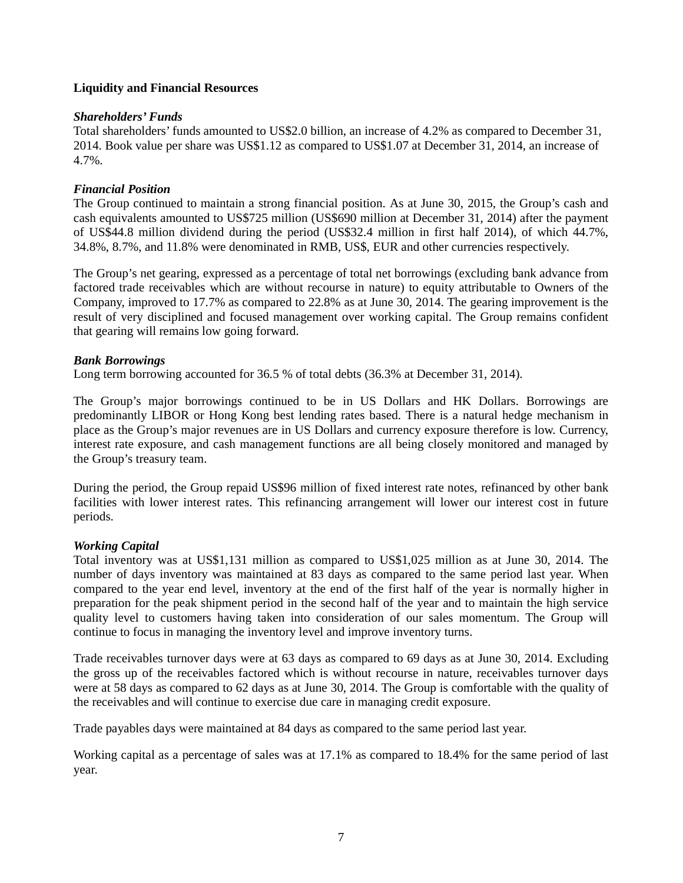**Liquidity and Financial Resources**

***Shareholders' Funds***
Total shareholders' funds amounted to US$2.0 billion, an increase of 4.2% as compared to December 31, 2014. Book value per share was US$1.12 as compared to US$1.07 at December 31, 2014, an increase of 4.7%.

***Financial Position***
The Group continued to maintain a strong financial position. As at June 30, 2015, the Group's cash and cash equivalents amounted to US$725 million (US$690 million at December 31, 2014) after the payment of US$44.8 million dividend during the period (US$32.4 million in first half 2014), of which 44.7%, 34.8%, 8.7%, and 11.8% were denominated in RMB, US$, EUR and other currencies respectively.

The Group's net gearing, expressed as a percentage of total net borrowings (excluding bank advance from factored trade receivables which are without recourse in nature) to equity attributable to Owners of the Company, improved to 17.7% as compared to 22.8% as at June 30, 2014. The gearing improvement is the result of very disciplined and focused management over working capital. The Group remains confident that gearing will remains low going forward.

***Bank Borrowings***
Long term borrowing accounted for 36.5 % of total debts (36.3% at December 31, 2014).

The Group's major borrowings continued to be in US Dollars and HK Dollars. Borrowings are predominantly LIBOR or Hong Kong best lending rates based. There is a natural hedge mechanism in place as the Group's major revenues are in US Dollars and currency exposure therefore is low. Currency, interest rate exposure, and cash management functions are all being closely monitored and managed by the Group's treasury team.

During the period, the Group repaid US$96 million of fixed interest rate notes, refinanced by other bank facilities with lower interest rates. This refinancing arrangement will lower our interest cost in future periods.

***Working Capital***
Total inventory was at US$1,131 million as compared to US$1,025 million as at June 30, 2014. The number of days inventory was maintained at 83 days as compared to the same period last year. When compared to the year end level, inventory at the end of the first half of the year is normally higher in preparation for the peak shipment period in the second half of the year and to maintain the high service quality level to customers having taken into consideration of our sales momentum. The Group will continue to focus in managing the inventory level and improve inventory turns.

Trade receivables turnover days were at 63 days as compared to 69 days as at June 30, 2014. Excluding the gross up of the receivables factored which is without recourse in nature, receivables turnover days were at 58 days as compared to 62 days as at June 30, 2014. The Group is comfortable with the quality of the receivables and will continue to exercise due care in managing credit exposure.

Trade payables days were maintained at 84 days as compared to the same period last year.

Working capital as a percentage of sales was at 17.1% as compared to 18.4% for the same period of last year.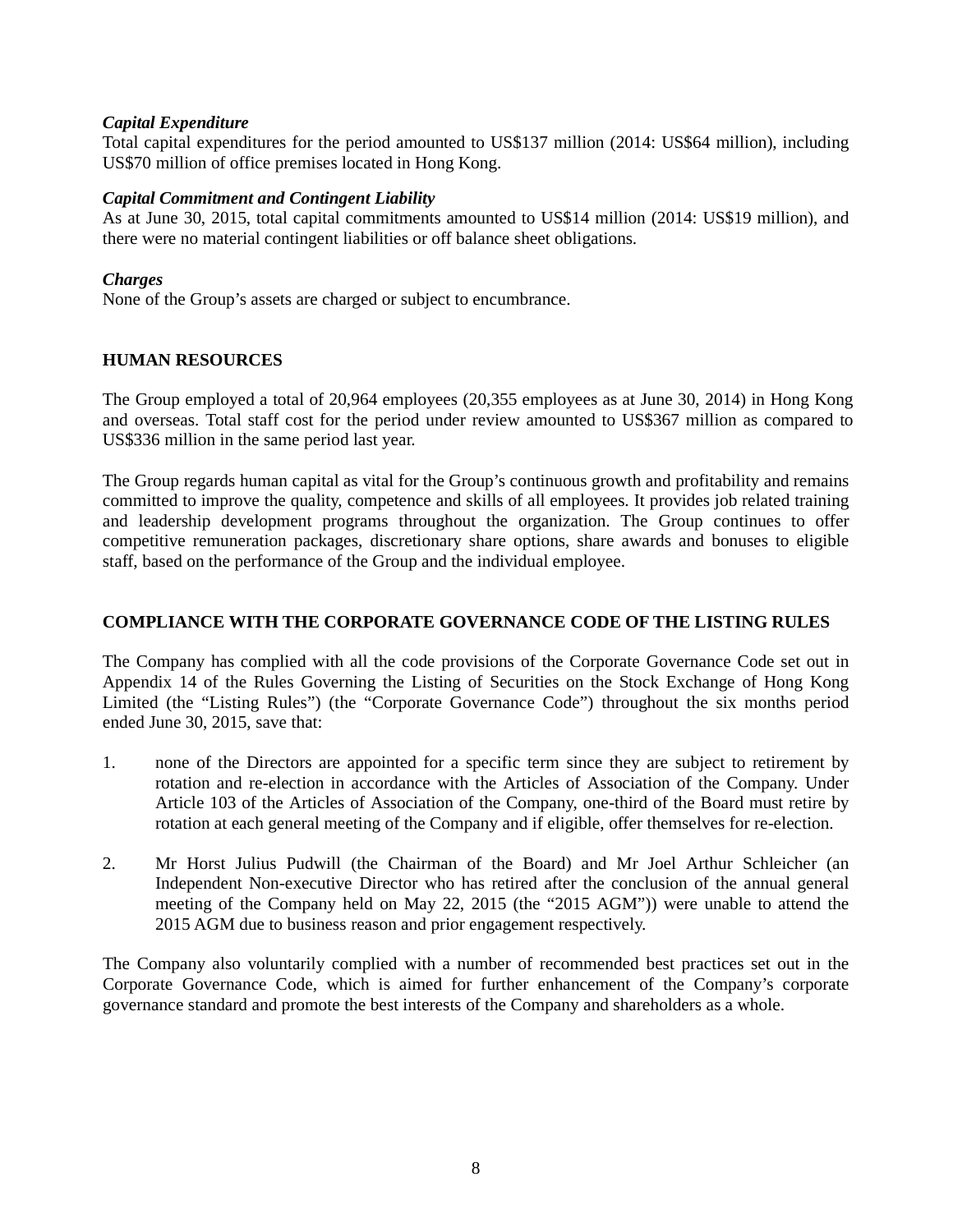***Capital Expenditure***

Total capital expenditures for the period amounted to US$137 million (2014: US$64 million), including US$70 million of office premises located in Hong Kong.

***Capital Commitment and Contingent Liability***

As at June 30, 2015, total capital commitments amounted to US$14 million (2014: US$19 million), and there were no material contingent liabilities or off balance sheet obligations.

***Charges***

None of the Group's assets are charged or subject to encumbrance.

## HUMAN RESOURCES

The Group employed a total of 20,964 employees (20,355 employees as at June 30, 2014) in Hong Kong and overseas. Total staff cost for the period under review amounted to US$367 million as compared to US$336 million in the same period last year.

The Group regards human capital as vital for the Group's continuous growth and profitability and remains committed to improve the quality, competence and skills of all employees. It provides job related training and leadership development programs throughout the organization. The Group continues to offer competitive remuneration packages, discretionary share options, share awards and bonuses to eligible staff, based on the performance of the Group and the individual employee.

## COMPLIANCE WITH THE CORPORATE GOVERNANCE CODE OF THE LISTING RULES

The Company has complied with all the code provisions of the Corporate Governance Code set out in Appendix 14 of the Rules Governing the Listing of Securities on the Stock Exchange of Hong Kong Limited (the "Listing Rules") (the "Corporate Governance Code") throughout the six months period ended June 30, 2015, save that:

1. none of the Directors are appointed for a specific term since they are subject to retirement by rotation and re-election in accordance with the Articles of Association of the Company. Under Article 103 of the Articles of Association of the Company, one-third of the Board must retire by rotation at each general meeting of the Company and if eligible, offer themselves for re-election.

2. Mr Horst Julius Pudwill (the Chairman of the Board) and Mr Joel Arthur Schleicher (an Independent Non-executive Director who has retired after the conclusion of the annual general meeting of the Company held on May 22, 2015 (the "2015 AGM")) were unable to attend the 2015 AGM due to business reason and prior engagement respectively.

The Company also voluntarily complied with a number of recommended best practices set out in the Corporate Governance Code, which is aimed for further enhancement of the Company's corporate governance standard and promote the best interests of the Company and shareholders as a whole.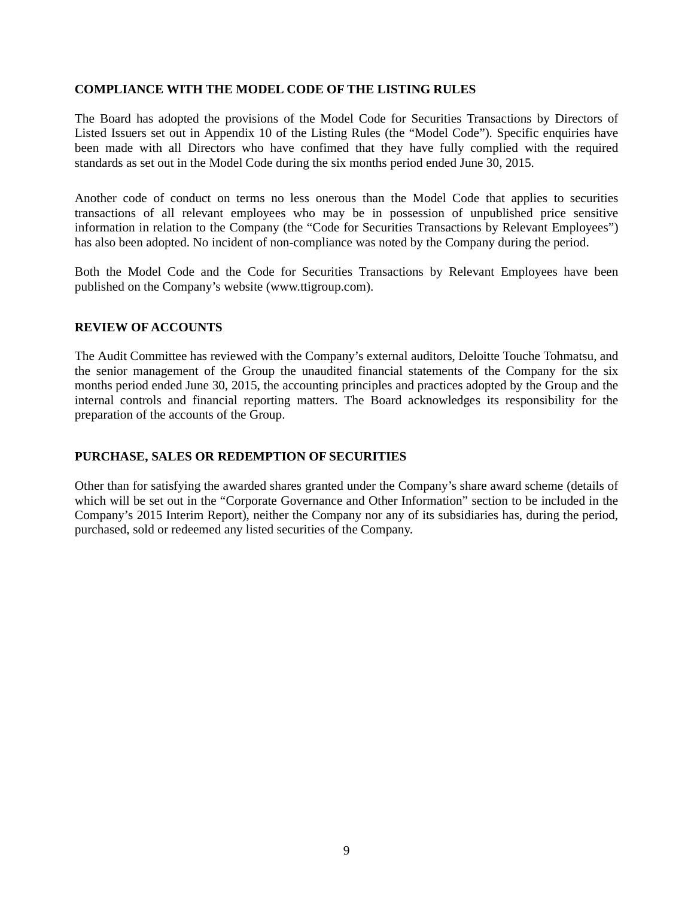## COMPLIANCE WITH THE MODEL CODE OF THE LISTING RULES

The Board has adopted the provisions of the Model Code for Securities Transactions by Directors of Listed Issuers set out in Appendix 10 of the Listing Rules (the "Model Code"). Specific enquiries have been made with all Directors who have confimed that they have fully complied with the required standards as set out in the Model Code during the six months period ended June 30, 2015.

Another code of conduct on terms no less onerous than the Model Code that applies to securities transactions of all relevant employees who may be in possession of unpublished price sensitive information in relation to the Company (the "Code for Securities Transactions by Relevant Employees") has also been adopted. No incident of non-compliance was noted by the Company during the period.

Both the Model Code and the Code for Securities Transactions by Relevant Employees have been published on the Company's website (www.ttigroup.com).

## REVIEW OF ACCOUNTS

The Audit Committee has reviewed with the Company's external auditors, Deloitte Touche Tohmatsu, and the senior management of the Group the unaudited financial statements of the Company for the six months period ended June 30, 2015, the accounting principles and practices adopted by the Group and the internal controls and financial reporting matters. The Board acknowledges its responsibility for the preparation of the accounts of the Group.

## PURCHASE, SALES OR REDEMPTION OF SECURITIES

Other than for satisfying the awarded shares granted under the Company's share award scheme (details of which will be set out in the "Corporate Governance and Other Information" section to be included in the Company's 2015 Interim Report), neither the Company nor any of its subsidiaries has, during the period, purchased, sold or redeemed any listed securities of the Company.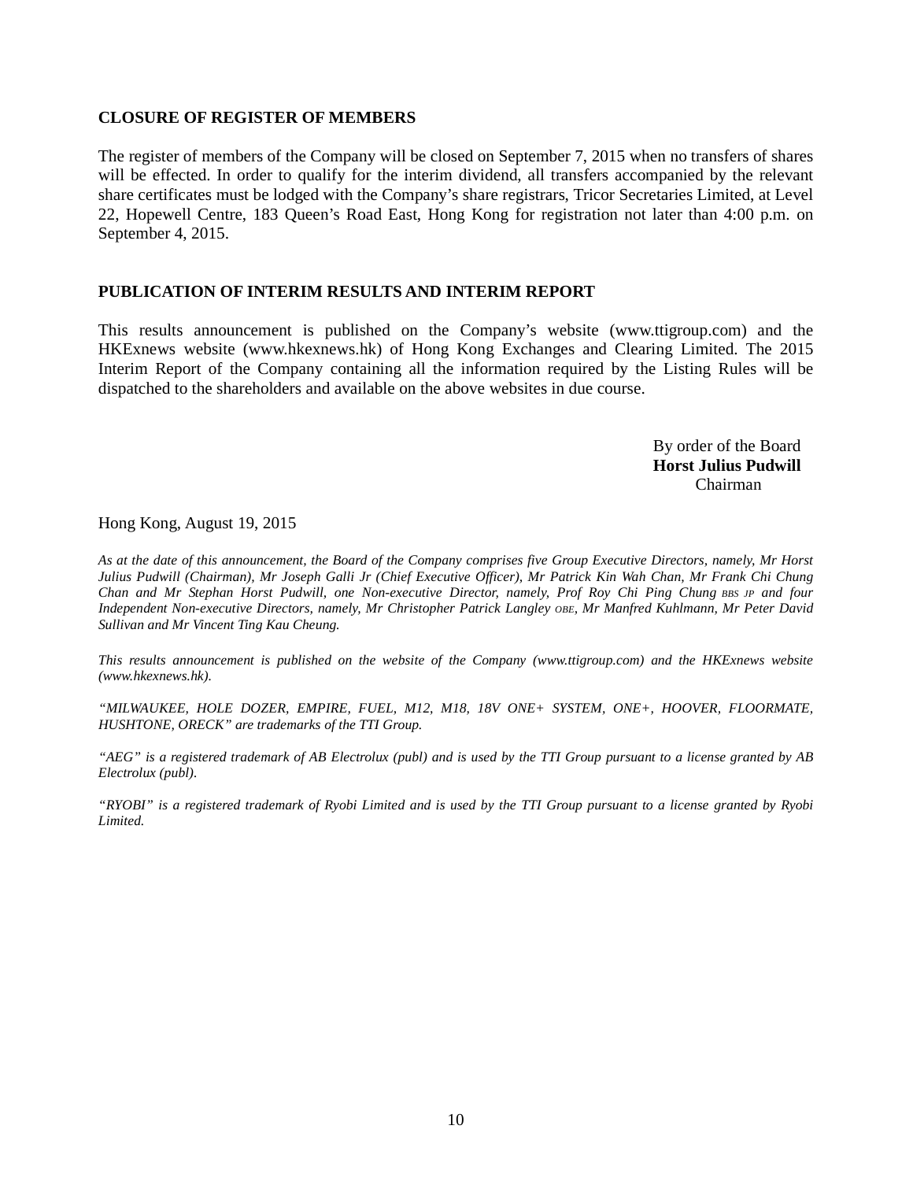### CLOSURE OF REGISTER OF MEMBERS

The register of members of the Company will be closed on September 7, 2015 when no transfers of shares will be effected. In order to qualify for the interim dividend, all transfers accompanied by the relevant share certificates must be lodged with the Company's share registrars, Tricor Secretaries Limited, at Level 22, Hopewell Centre, 183 Queen's Road East, Hong Kong for registration not later than 4:00 p.m. on September 4, 2015.

### PUBLICATION OF INTERIM RESULTS AND INTERIM REPORT

This results announcement is published on the Company's website (www.ttigroup.com) and the HKExnews website (www.hkexnews.hk) of Hong Kong Exchanges and Clearing Limited. The 2015 Interim Report of the Company containing all the information required by the Listing Rules will be dispatched to the shareholders and available on the above websites in due course.

By order of the Board
**Horst Julius Pudwill**
Chairman

Hong Kong, August 19, 2015

*As at the date of this announcement, the Board of the Company comprises five Group Executive Directors, namely, Mr Horst Julius Pudwill (Chairman), Mr Joseph Galli Jr (Chief Executive Officer), Mr Patrick Kin Wah Chan, Mr Frank Chi Chung Chan and Mr Stephan Horst Pudwill, one Non-executive Director, namely, Prof Roy Chi Ping Chung BBS JP and four Independent Non-executive Directors, namely, Mr Christopher Patrick Langley OBE, Mr Manfred Kuhlmann, Mr Peter David Sullivan and Mr Vincent Ting Kau Cheung.*

*This results announcement is published on the website of the Company (www.ttigroup.com) and the HKExnews website (www.hkexnews.hk).*

*"MILWAUKEE, HOLE DOZER, EMPIRE, FUEL, M12, M18, 18V ONE+ SYSTEM, ONE+, HOOVER, FLOORMATE, HUSHTONE, ORECK" are trademarks of the TTI Group.*

*"AEG" is a registered trademark of AB Electrolux (publ) and is used by the TTI Group pursuant to a license granted by AB Electrolux (publ).*

*"RYOBI" is a registered trademark of Ryobi Limited and is used by the TTI Group pursuant to a license granted by Ryobi Limited.*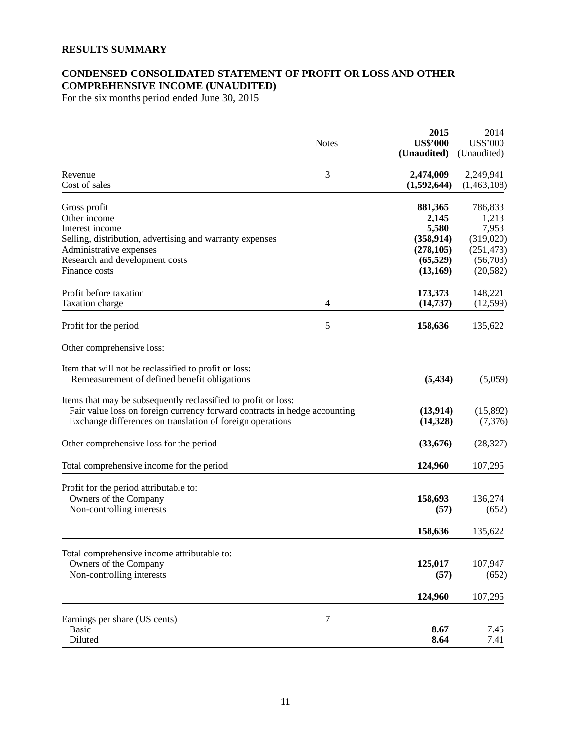## RESULTS SUMMARY

## CONDENSED CONSOLIDATED STATEMENT OF PROFIT OR LOSS AND OTHER COMPREHENSIVE INCOME (UNAUDITED)

For the six months period ended June 30, 2015

| | Notes | **2015** **US$'000** **(Unaudited)** | 2014 US$'000 (Unaudited) |
|---|---|---|---|
| Revenue | 3 | **2,474,009** | 2,249,941 |
| Cost of sales | | **(1,592,644)** | (1,463,108) |
| Gross profit | | **881,365** | 786,833 |
| Other income | | **2,145** | 1,213 |
| Interest income | | **5,580** | 7,953 |
| Selling, distribution, advertising and warranty expenses | | **(358,914)** | (319,020) |
| Administrative expenses | | **(278,105)** | (251,473) |
| Research and development costs | | **(65,529)** | (56,703) |
| Finance costs | | **(13,169)** | (20,582) |
| Profit before taxation | | **173,373** | 148,221 |
| Taxation charge | 4 | **(14,737)** | (12,599) |
| Profit for the period | 5 | **158,636** | 135,622 |
| Other comprehensive loss: | | | |
| Item that will not be reclassified to profit or loss: | | | |
| Remeasurement of defined benefit obligations | | **(5,434)** | (5,059) |
| Items that may be subsequently reclassified to profit or loss: | | | |
| Fair value loss on foreign currency forward contracts in hedge accounting | | **(13,914)** | (15,892) |
| Exchange differences on translation of foreign operations | | **(14,328)** | (7,376) |
| Other comprehensive loss for the period | | **(33,676)** | (28,327) |
| Total comprehensive income for the period | | **124,960** | 107,295 |
| Profit for the period attributable to: | | | |
| Owners of the Company | | **158,693** | 136,274 |
| Non-controlling interests | | **(57)** | (652) |
| | | **158,636** | 135,622 |
| Total comprehensive income attributable to: | | | |
| Owners of the Company | | **125,017** | 107,947 |
| Non-controlling interests | | **(57)** | (652) |
| | | **124,960** | 107,295 |
| Earnings per share (US cents) | 7 | | |
| Basic | | **8.67** | 7.45 |
| Diluted | | **8.64** | 7.41 |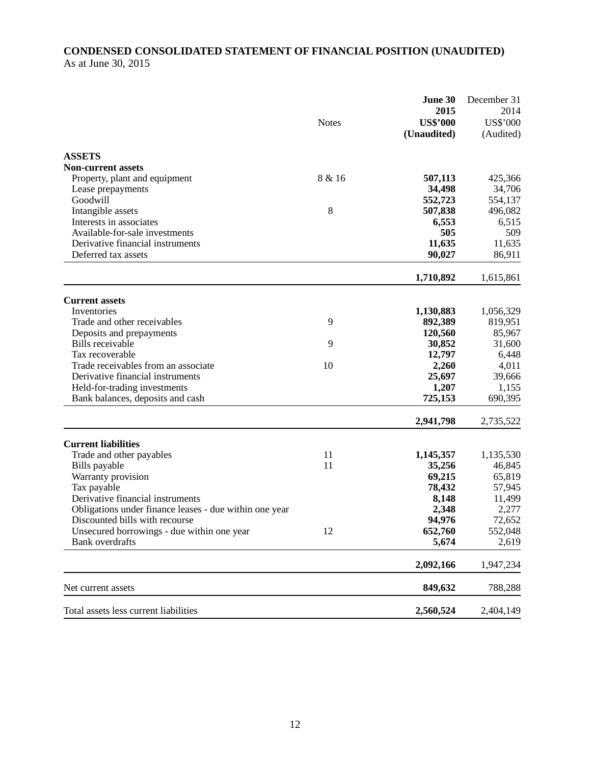**CONDENSED CONSOLIDATED STATEMENT OF FINANCIAL POSITION (UNAUDITED)**
As at June 30, 2015

| | Notes | **June 30 2015 US$'000 (Unaudited)** | December 31 2014 US$'000 (Audited) |
|---|---|---|---|
| **ASSETS** | | | |
| **Non-current assets** | | | |
| Property, plant and equipment | 8 & 16 | **507,113** | 425,366 |
| Lease prepayments | | **34,498** | 34,706 |
| Goodwill | | **552,723** | 554,137 |
| Intangible assets | 8 | **507,838** | 496,082 |
| Interests in associates | | **6,553** | 6,515 |
| Available-for-sale investments | | **505** | 509 |
| Derivative financial instruments | | **11,635** | 11,635 |
| Deferred tax assets | | **90,027** | 86,911 |
| | | **1,710,892** | 1,615,861 |
| **Current assets** | | | |
| Inventories | | **1,130,883** | 1,056,329 |
| Trade and other receivables | 9 | **892,389** | 819,951 |
| Deposits and prepayments | | **120,560** | 85,967 |
| Bills receivable | 9 | **30,852** | 31,600 |
| Tax recoverable | | **12,797** | 6,448 |
| Trade receivables from an associate | 10 | **2,260** | 4,011 |
| Derivative financial instruments | | **25,697** | 39,666 |
| Held-for-trading investments | | **1,207** | 1,155 |
| Bank balances, deposits and cash | | **725,153** | 690,395 |
| | | **2,941,798** | 2,735,522 |
| **Current liabilities** | | | |
| Trade and other payables | 11 | **1,145,357** | 1,135,530 |
| Bills payable | 11 | **35,256** | 46,845 |
| Warranty provision | | **69,215** | 65,819 |
| Tax payable | | **78,432** | 57,945 |
| Derivative financial instruments | | **8,148** | 11,499 |
| Obligations under finance leases - due within one year | | **2,348** | 2,277 |
| Discounted bills with recourse | | **94,976** | 72,652 |
| Unsecured borrowings - due within one year | 12 | **652,760** | 552,048 |
| Bank overdrafts | | **5,674** | 2,619 |
| | | **2,092,166** | 1,947,234 |
| Net current assets | | **849,632** | 788,288 |
| Total assets less current liabilities | | **2,560,524** | 2,404,149 |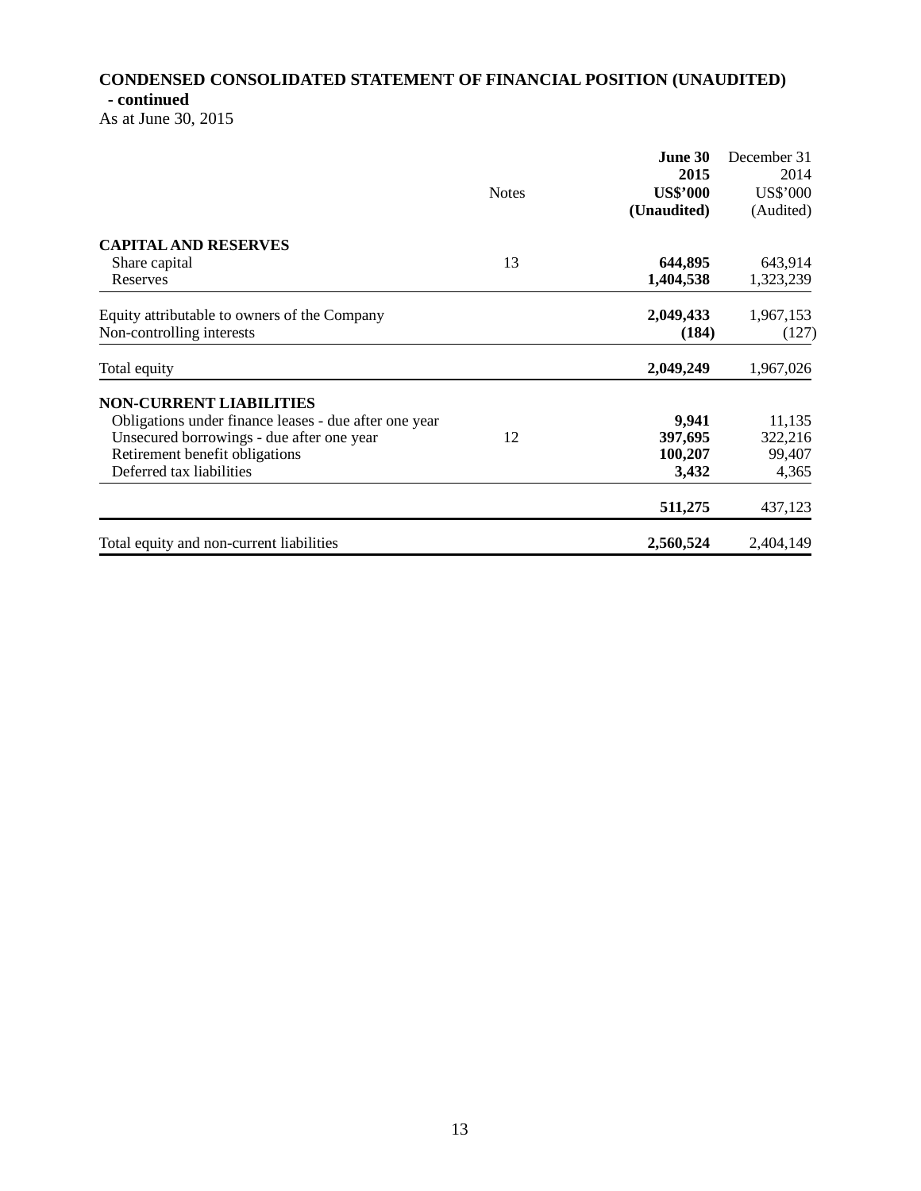**CONDENSED CONSOLIDATED STATEMENT OF FINANCIAL POSITION (UNAUDITED) - continued**

As at June 30, 2015

| | Notes | **June 30 2015 US$'000 (Unaudited)** | December 31 2014 US$'000 (Audited) |
|---|---|---|---|
| **CAPITAL AND RESERVES** | | | |
| Share capital | 13 | **644,895** | 643,914 |
| Reserves | | **1,404,538** | 1,323,239 |
| Equity attributable to owners of the Company | | **2,049,433** | 1,967,153 |
| Non-controlling interests | | **(184)** | (127) |
| Total equity | | **2,049,249** | 1,967,026 |
| **NON-CURRENT LIABILITIES** | | | |
| Obligations under finance leases - due after one year | | **9,941** | 11,135 |
| Unsecured borrowings - due after one year | 12 | **397,695** | 322,216 |
| Retirement benefit obligations | | **100,207** | 99,407 |
| Deferred tax liabilities | | **3,432** | 4,365 |
| | | **511,275** | 437,123 |
| Total equity and non-current liabilities | | **2,560,524** | 2,404,149 |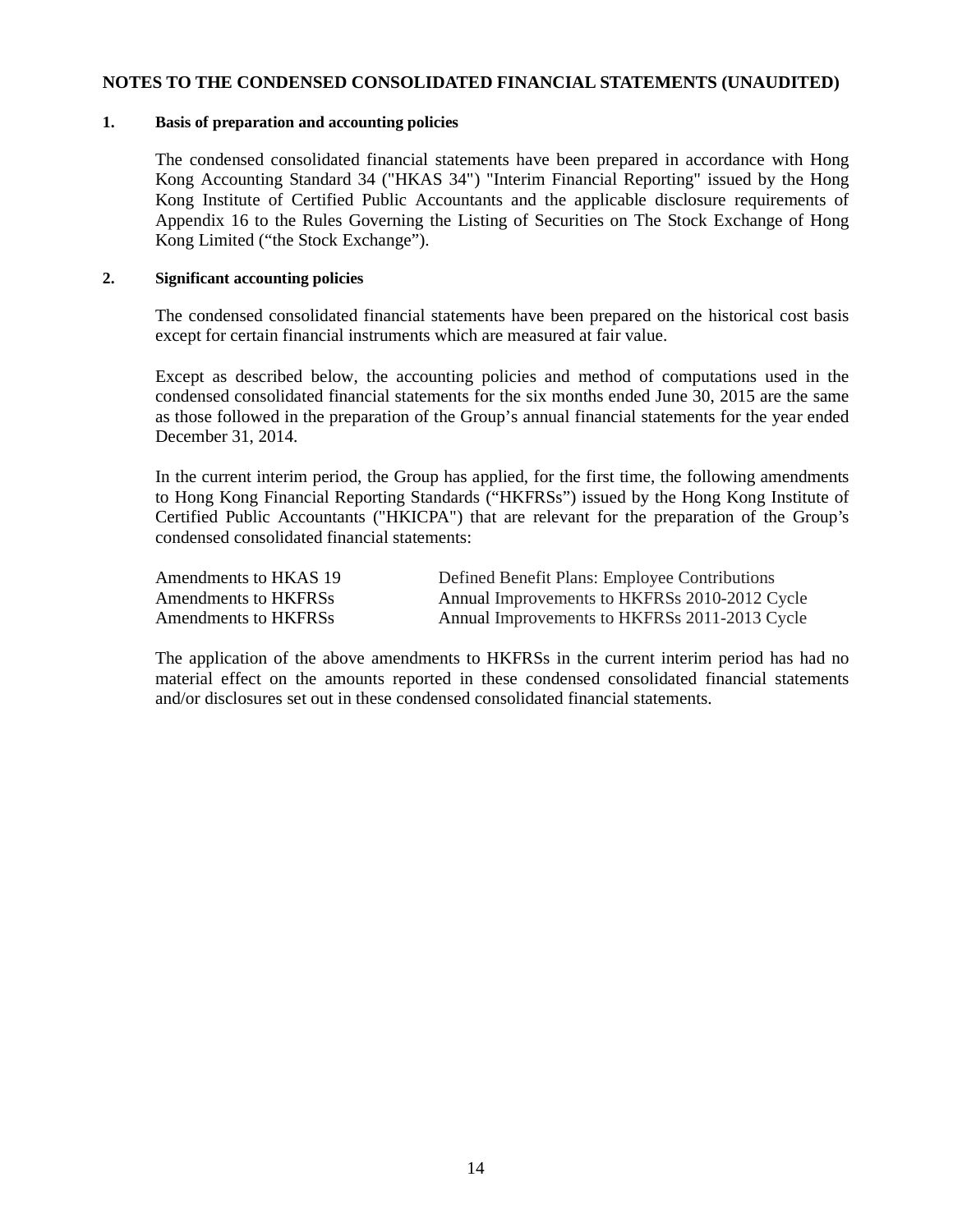# NOTES TO THE CONDENSED CONSOLIDATED FINANCIAL STATEMENTS (UNAUDITED)

## 1. Basis of preparation and accounting policies

The condensed consolidated financial statements have been prepared in accordance with Hong Kong Accounting Standard 34 ("HKAS 34") "Interim Financial Reporting" issued by the Hong Kong Institute of Certified Public Accountants and the applicable disclosure requirements of Appendix 16 to the Rules Governing the Listing of Securities on The Stock Exchange of Hong Kong Limited ("the Stock Exchange").

## 2. Significant accounting policies

The condensed consolidated financial statements have been prepared on the historical cost basis except for certain financial instruments which are measured at fair value.

Except as described below, the accounting policies and method of computations used in the condensed consolidated financial statements for the six months ended June 30, 2015 are the same as those followed in the preparation of the Group's annual financial statements for the year ended December 31, 2014.

In the current interim period, the Group has applied, for the first time, the following amendments to Hong Kong Financial Reporting Standards ("HKFRSs") issued by the Hong Kong Institute of Certified Public Accountants ("HKICPA") that are relevant for the preparation of the Group's condensed consolidated financial statements:

| | |
|---|---|
| Amendments to HKAS 19 | Defined Benefit Plans: Employee Contributions |
| Amendments to HKFRSs | Annual Improvements to HKFRSs 2010-2012 Cycle |
| Amendments to HKFRSs | Annual Improvements to HKFRSs 2011-2013 Cycle |

The application of the above amendments to HKFRSs in the current interim period has had no material effect on the amounts reported in these condensed consolidated financial statements and/or disclosures set out in these condensed consolidated financial statements.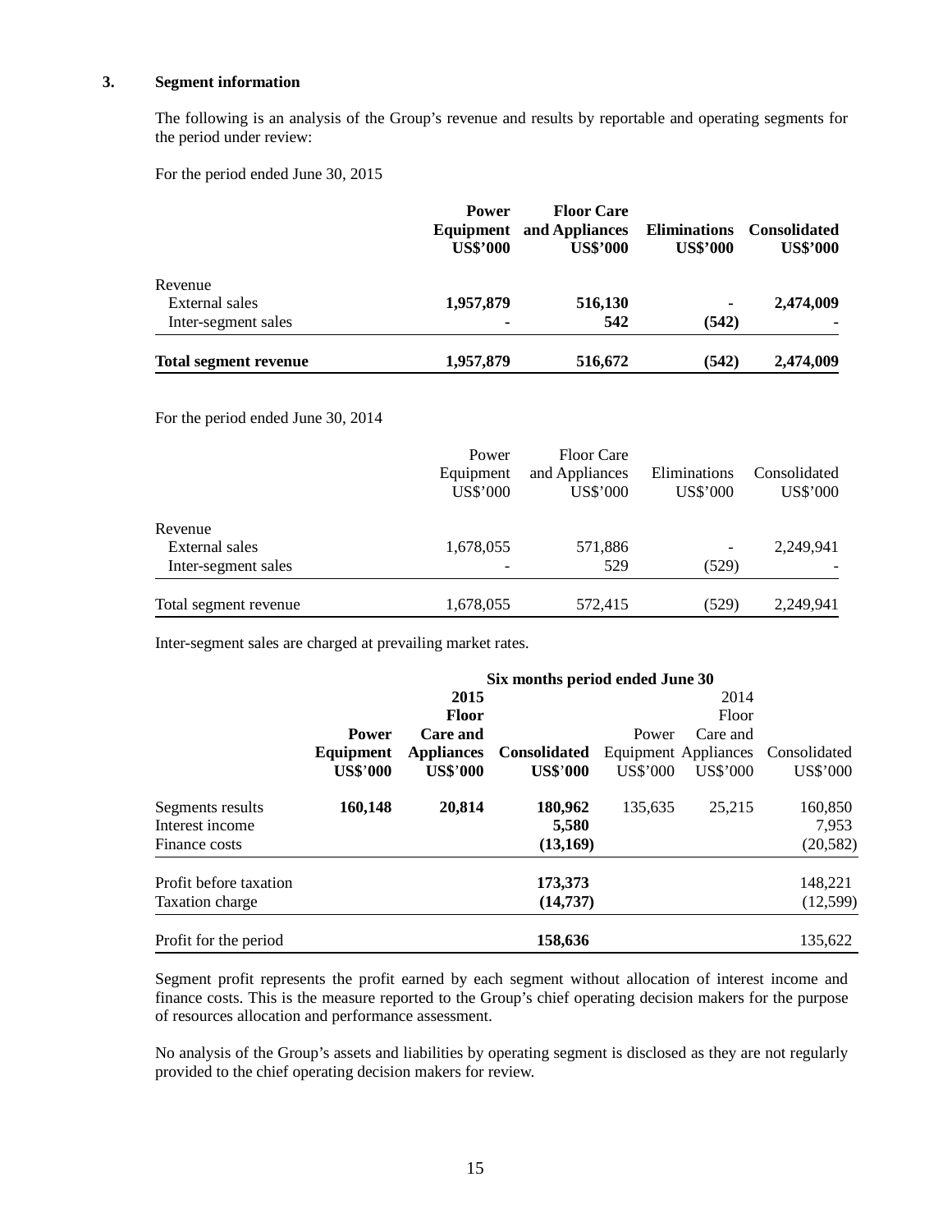## 3. Segment information

The following is an analysis of the Group's revenue and results by reportable and operating segments for the period under review:

For the period ended June 30, 2015

| | **Power Equipment US$'000** | **Floor Care and Appliances US$'000** | **Eliminations US$'000** | **Consolidated US$'000** |
|---|---|---|---|---|
| Revenue | | | | |
| External sales | **1,957,879** | **516,130** | **-** | **2,474,009** |
| Inter-segment sales | **-** | **542** | **(542)** | **-** |
| **Total segment revenue** | **1,957,879** | **516,672** | **(542)** | **2,474,009** |

For the period ended June 30, 2014

| | Power Equipment US$'000 | Floor Care and Appliances US$'000 | Eliminations US$'000 | Consolidated US$'000 |
|---|---|---|---|---|
| Revenue | | | | |
| External sales | 1,678,055 | 571,886 | - | 2,249,941 |
| Inter-segment sales | - | 529 | (529) | - |
| Total segment revenue | 1,678,055 | 572,415 | (529) | 2,249,941 |

Inter-segment sales are charged at prevailing market rates.

| | **Six months period ended June 30** | | | | | |
|---|---|---|---|---|---|---|
| | **2015** | | | 2014 | | |
| | **Power Equipment US$'000** | **Floor Care and Appliances US$'000** | **Consolidated US$'000** | Power Equipment US$'000 | Floor Care and Appliances US$'000 | Consolidated US$'000 |
| Segments results | **160,148** | **20,814** | **180,962** | 135,635 | 25,215 | 160,850 |
| Interest income | | | **5,580** | | | 7,953 |
| Finance costs | | | **(13,169)** | | | (20,582) |
| Profit before taxation | | | **173,373** | | | 148,221 |
| Taxation charge | | | **(14,737)** | | | (12,599) |
| Profit for the period | | | **158,636** | | | 135,622 |

Segment profit represents the profit earned by each segment without allocation of interest income and finance costs. This is the measure reported to the Group's chief operating decision makers for the purpose of resources allocation and performance assessment.

No analysis of the Group's assets and liabilities by operating segment is disclosed as they are not regularly provided to the chief operating decision makers for review.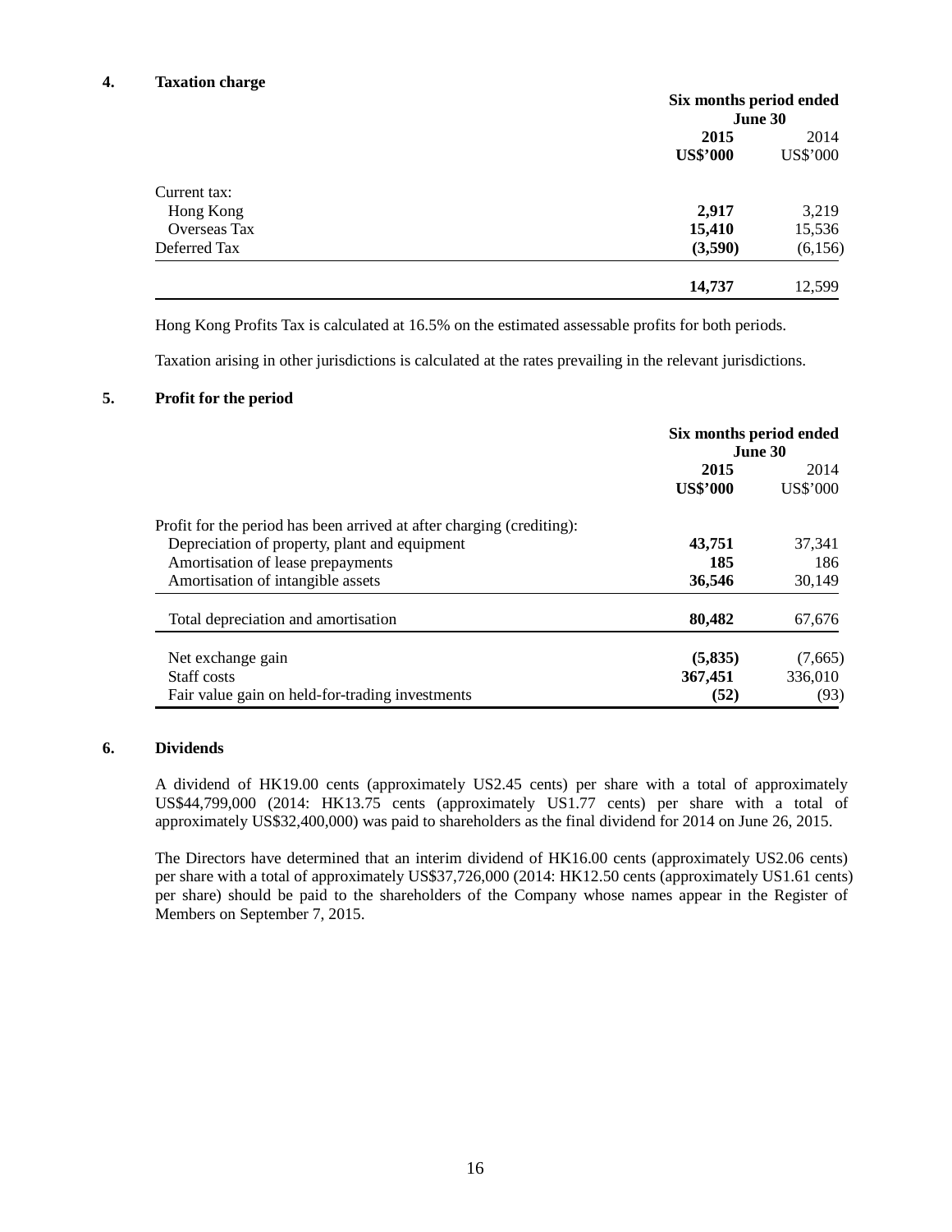## 4. Taxation charge

| | Six months period ended June 30 | |
|---|---|---|
| | **2015** | 2014 |
| | **US$'000** | US$'000 |
| Current tax: | | |
| Hong Kong | **2,917** | 3,219 |
| Overseas Tax | **15,410** | 15,536 |
| Deferred Tax | **(3,590)** | (6,156) |
| | **14,737** | 12,599 |

Hong Kong Profits Tax is calculated at 16.5% on the estimated assessable profits for both periods.

Taxation arising in other jurisdictions is calculated at the rates prevailing in the relevant jurisdictions.

## 5. Profit for the period

| | Six months period ended June 30 | |
|---|---|---|
| | **2015** | 2014 |
| | **US$'000** | US$'000 |
| Profit for the period has been arrived at after charging (crediting): | | |
| Depreciation of property, plant and equipment | **43,751** | 37,341 |
| Amortisation of lease prepayments | **185** | 186 |
| Amortisation of intangible assets | **36,546** | 30,149 |
| Total depreciation and amortisation | **80,482** | 67,676 |
| Net exchange gain | **(5,835)** | (7,665) |
| Staff costs | **367,451** | 336,010 |
| Fair value gain on held-for-trading investments | **(52)** | (93) |

## 6. Dividends

A dividend of HK19.00 cents (approximately US2.45 cents) per share with a total of approximately US$44,799,000 (2014: HK13.75 cents (approximately US1.77 cents) per share with a total of approximately US$32,400,000) was paid to shareholders as the final dividend for 2014 on June 26, 2015.

The Directors have determined that an interim dividend of HK16.00 cents (approximately US2.06 cents) per share with a total of approximately US$37,726,000 (2014: HK12.50 cents (approximately US1.61 cents) per share) should be paid to the shareholders of the Company whose names appear in the Register of Members on September 7, 2015.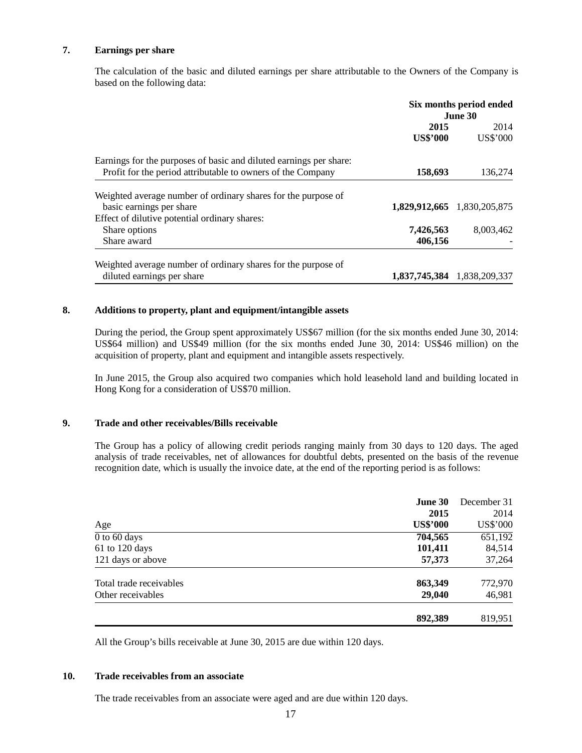## 7. Earnings per share

The calculation of the basic and diluted earnings per share attributable to the Owners of the Company is based on the following data:

| | Six months period ended June 30 | |
|---|---|---|
| | **2015** | 2014 |
| | **US$'000** | US$'000 |
| Earnings for the purposes of basic and diluted earnings per share: | | |
| Profit for the period attributable to owners of the Company | **158,693** | 136,274 |
| Weighted average number of ordinary shares for the purpose of basic earnings per share | **1,829,912,665** | 1,830,205,875 |
| Effect of dilutive potential ordinary shares: | | |
| Share options | **7,426,563** | 8,003,462 |
| Share award | **406,156** | - |
| Weighted average number of ordinary shares for the purpose of diluted earnings per share | **1,837,745,384** | 1,838,209,337 |

## 8. Additions to property, plant and equipment/intangible assets

During the period, the Group spent approximately US$67 million (for the six months ended June 30, 2014: US$64 million) and US$49 million (for the six months ended June 30, 2014: US$46 million) on the acquisition of property, plant and equipment and intangible assets respectively.

In June 2015, the Group also acquired two companies which hold leasehold land and building located in Hong Kong for a consideration of US$70 million.

## 9. Trade and other receivables/Bills receivable

The Group has a policy of allowing credit periods ranging mainly from 30 days to 120 days. The aged analysis of trade receivables, net of allowances for doubtful debts, presented on the basis of the revenue recognition date, which is usually the invoice date, at the end of the reporting period is as follows:

| Age | **June 30 2015 US$'000** | December 31 2014 US$'000 |
|---|---|---|
| 0 to 60 days | **704,565** | 651,192 |
| 61 to 120 days | **101,411** | 84,514 |
| 121 days or above | **57,373** | 37,264 |
| Total trade receivables | **863,349** | 772,970 |
| Other receivables | **29,040** | 46,981 |
| | **892,389** | 819,951 |

All the Group's bills receivable at June 30, 2015 are due within 120 days.

## 10. Trade receivables from an associate

The trade receivables from an associate were aged and are due within 120 days.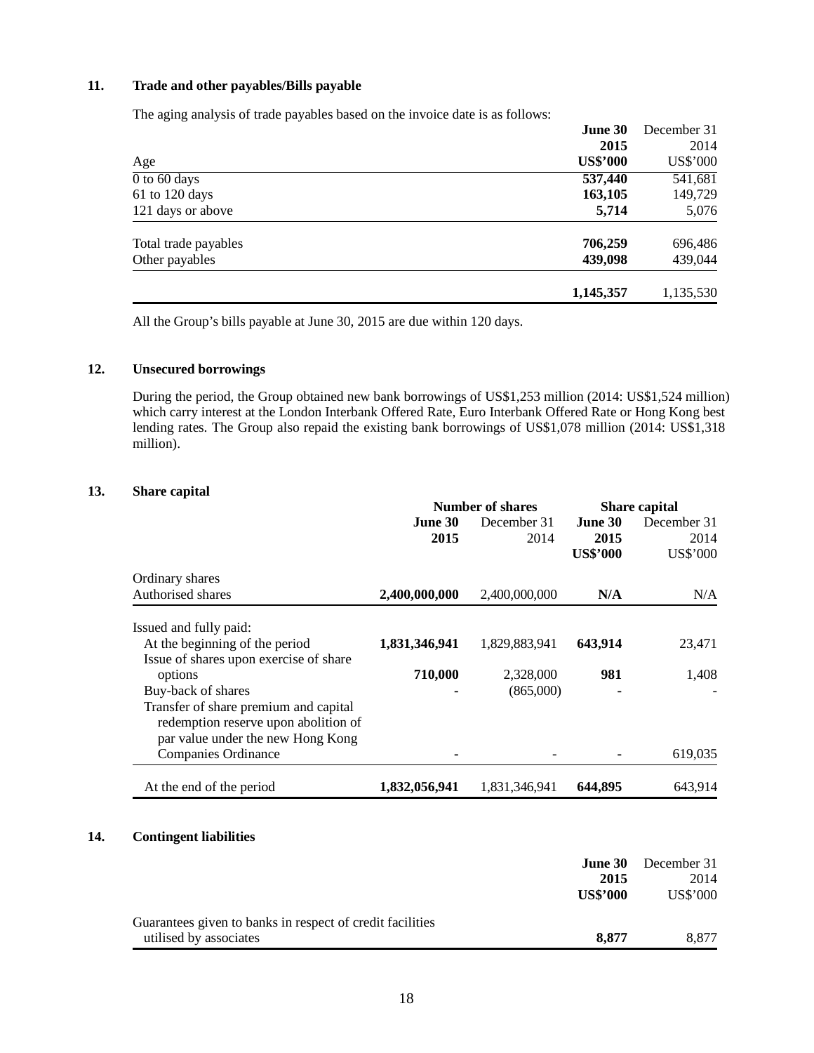## 11. Trade and other payables/Bills payable

The aging analysis of trade payables based on the invoice date is as follows:

| Age | June 30 2015 US$'000 | December 31 2014 US$'000 |
|---|---|---|
| 0 to 60 days | 537,440 | 541,681 |
| 61 to 120 days | 163,105 | 149,729 |
| 121 days or above | 5,714 | 5,076 |
| Total trade payables | 706,259 | 696,486 |
| Other payables | 439,098 | 439,044 |
| | 1,145,357 | 1,135,530 |

All the Group's bills payable at June 30, 2015 are due within 120 days.

## 12. Unsecured borrowings

During the period, the Group obtained new bank borrowings of US$1,253 million (2014: US$1,524 million) which carry interest at the London Interbank Offered Rate, Euro Interbank Offered Rate or Hong Kong best lending rates. The Group also repaid the existing bank borrowings of US$1,078 million (2014: US$1,318 million).

## 13. Share capital

| | Number of shares | | Share capital | |
|---|---|---|---|---|
| | June 30 2015 | December 31 2014 | June 30 2015 US$'000 | December 31 2014 US$'000 |
| Ordinary shares | | | | |
| Authorised shares | 2,400,000,000 | 2,400,000,000 | N/A | N/A |
| Issued and fully paid: | | | | |
| At the beginning of the period | 1,831,346,941 | 1,829,883,941 | 643,914 | 23,471 |
| Issue of shares upon exercise of share options | 710,000 | 2,328,000 | 981 | 1,408 |
| Buy-back of shares | - | (865,000) | - | - |
| Transfer of share premium and capital redemption reserve upon abolition of par value under the new Hong Kong Companies Ordinance | - | - | - | 619,035 |
| At the end of the period | 1,832,056,941 | 1,831,346,941 | 644,895 | 643,914 |

## 14. Contingent liabilities

| | June 30 2015 US$'000 | December 31 2014 US$'000 |
|---|---|---|
| Guarantees given to banks in respect of credit facilities utilised by associates | 8,877 | 8,877 |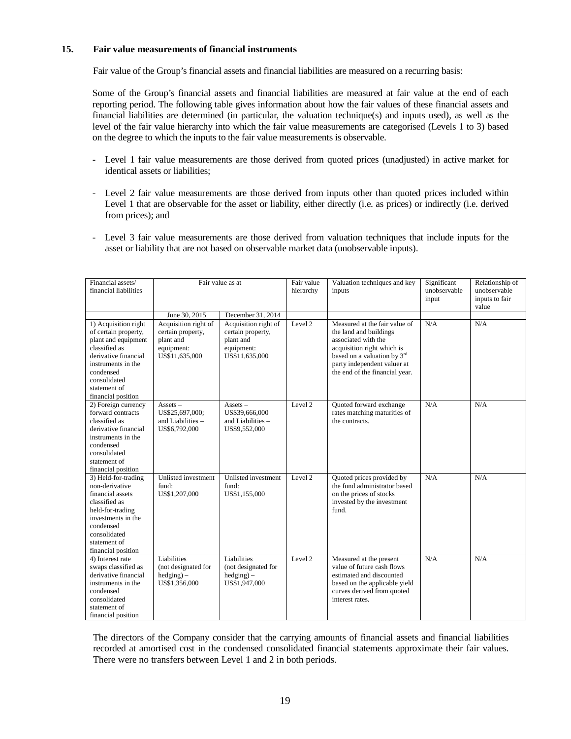## 15. Fair value measurements of financial instruments

Fair value of the Group's financial assets and financial liabilities are measured on a recurring basis:

Some of the Group's financial assets and financial liabilities are measured at fair value at the end of each reporting period. The following table gives information about how the fair values of these financial assets and financial liabilities are determined (in particular, the valuation technique(s) and inputs used), as well as the level of the fair value hierarchy into which the fair value measurements are categorised (Levels 1 to 3) based on the degree to which the inputs to the fair value measurements is observable.

- Level 1 fair value measurements are those derived from quoted prices (unadjusted) in active market for identical assets or liabilities;
- Level 2 fair value measurements are those derived from inputs other than quoted prices included within Level 1 that are observable for the asset or liability, either directly (i.e. as prices) or indirectly (i.e. derived from prices); and
- Level 3 fair value measurements are those derived from valuation techniques that include inputs for the asset or liability that are not based on observable market data (unobservable inputs).

| Financial assets/ financial liabilities | Fair value as at | | Fair value hierarchy | Valuation techniques and key inputs | Significant unobservable input | Relationship of unobservable inputs to fair value |
|---|---|---|---|---|---|---|
| | June 30, 2015 | December 31, 2014 | | | | |
| 1) Acquisition right of certain property, plant and equipment classified as derivative financial instruments in the condensed consolidated statement of financial position | Acquisition right of certain property, plant and equipment: US$11,635,000 | Acquisition right of certain property, plant and equipment: US$11,635,000 | Level 2 | Measured at the fair value of the land and buildings associated with the acquisition right which is based on a valuation by 3rd party independent valuer at the end of the financial year. | N/A | N/A |
| 2) Foreign currency forward contracts classified as derivative financial instruments in the condensed consolidated statement of financial position | Assets – US$25,697,000; and Liabilities – US$6,792,000 | Assets – US$39,666,000 and Liabilities – US$9,552,000 | Level 2 | Quoted forward exchange rates matching maturities of the contracts. | N/A | N/A |
| 3) Held-for-trading non-derivative financial assets classified as held-for-trading investments in the condensed consolidated statement of financial position | Unlisted investment fund: US$1,207,000 | Unlisted investment fund: US$1,155,000 | Level 2 | Quoted prices provided by the fund administrator based on the prices of stocks invested by the investment fund. | N/A | N/A |
| 4) Interest rate swaps classified as derivative financial instruments in the condensed consolidated statement of financial position | Liabilities (not designated for hedging) – US$1,356,000 | Liabilities (not designated for hedging) – US$1,947,000 | Level 2 | Measured at the present value of future cash flows estimated and discounted based on the applicable yield curves derived from quoted interest rates. | N/A | N/A |

The directors of the Company consider that the carrying amounts of financial assets and financial liabilities recorded at amortised cost in the condensed consolidated financial statements approximate their fair values. There were no transfers between Level 1 and 2 in both periods.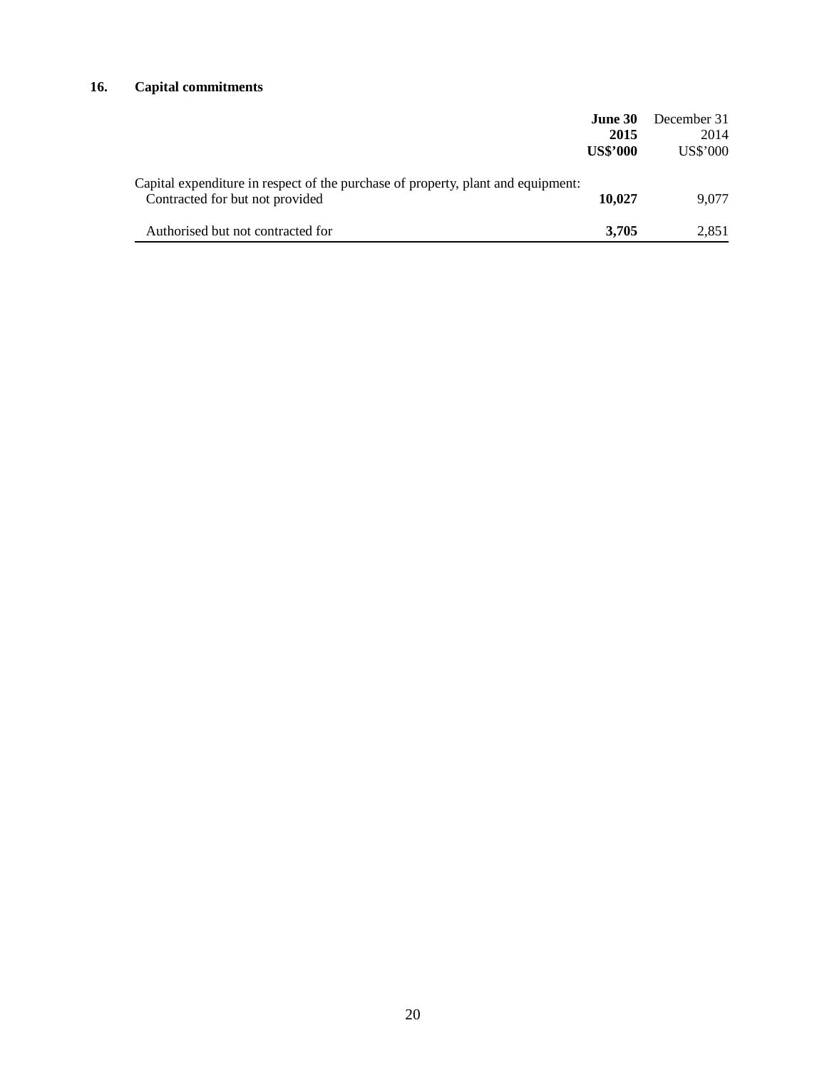## 16. Capital commitments

| | **June 30 2015 US$'000** | December 31 2014 US$'000 |
|---|---|---|
| Capital expenditure in respect of the purchase of property, plant and equipment: | | |
| Contracted for but not provided | **10,027** | 9,077 |
| Authorised but not contracted for | **3,705** | 2,851 |